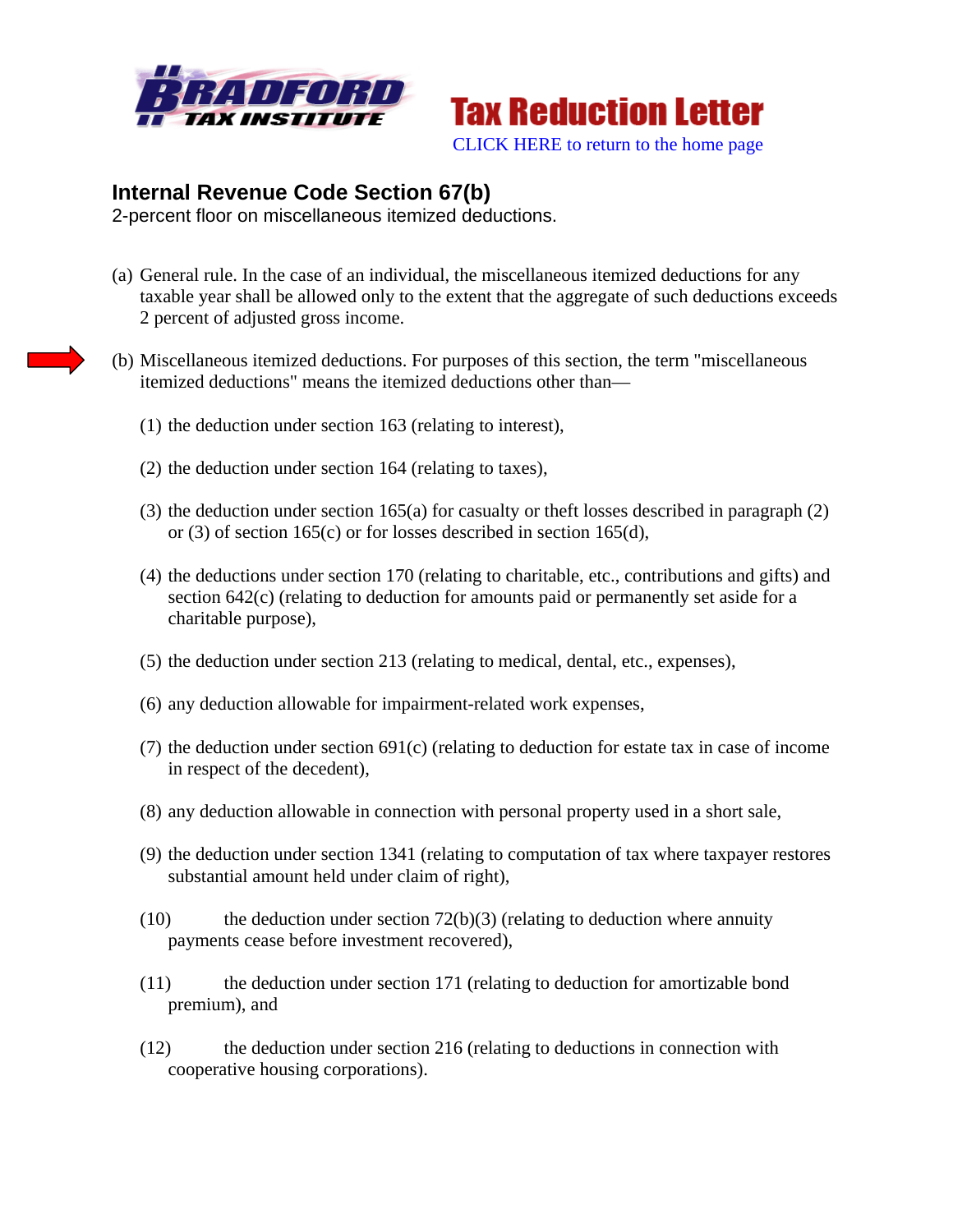Tax Reduction Letter

CLICK HERE to return to the home page

## Internal Revenue Code Section 67(b)

2-percent floor on miscellaneous itemized deductions.

(a) General rule. In the case of an individual, the miscellaneous itemized deductions for any taxable year shall be allowed only to the extent that the aggregate of such deductions exceeds 2 percent of adjusted gross income.

(b) Miscellaneous itemized deductions. For purposes of this section, the term "miscellaneous itemized deductions" means the itemized deductions other than—

(1) the deduction under section 163 (relating to interest),

(2) the deduction under section 164 (relating to taxes),

(3) the deduction under section 165(a) for casualty or theft losses described in paragraph (2) or (3) of section 165(c) or for losses described in section 165(d),

(4) the deductions under section 170 (relating to charitable, etc., contributions and gifts) and section 642(c) (relating to deduction for amounts paid or permanently set aside for a charitable purpose),

(5) the deduction under section 213 (relating to medical, dental, etc., expenses),

(6) any deduction allowable for impairment-related work expenses,

(7) the deduction under section 691(c) (relating to deduction for estate tax in case of income in respect of the decedent),

(8) any deduction allowable in connection with personal property used in a short sale,

(9) the deduction under section 1341 (relating to computation of tax where taxpayer restores substantial amount held under claim of right),

(10) the deduction under section 72(b)(3) (relating to deduction where annuity payments cease before investment recovered),

(11) the deduction under section 171 (relating to deduction for amortizable bond premium), and

(12) the deduction under section 216 (relating to deductions in connection with cooperative housing corporations).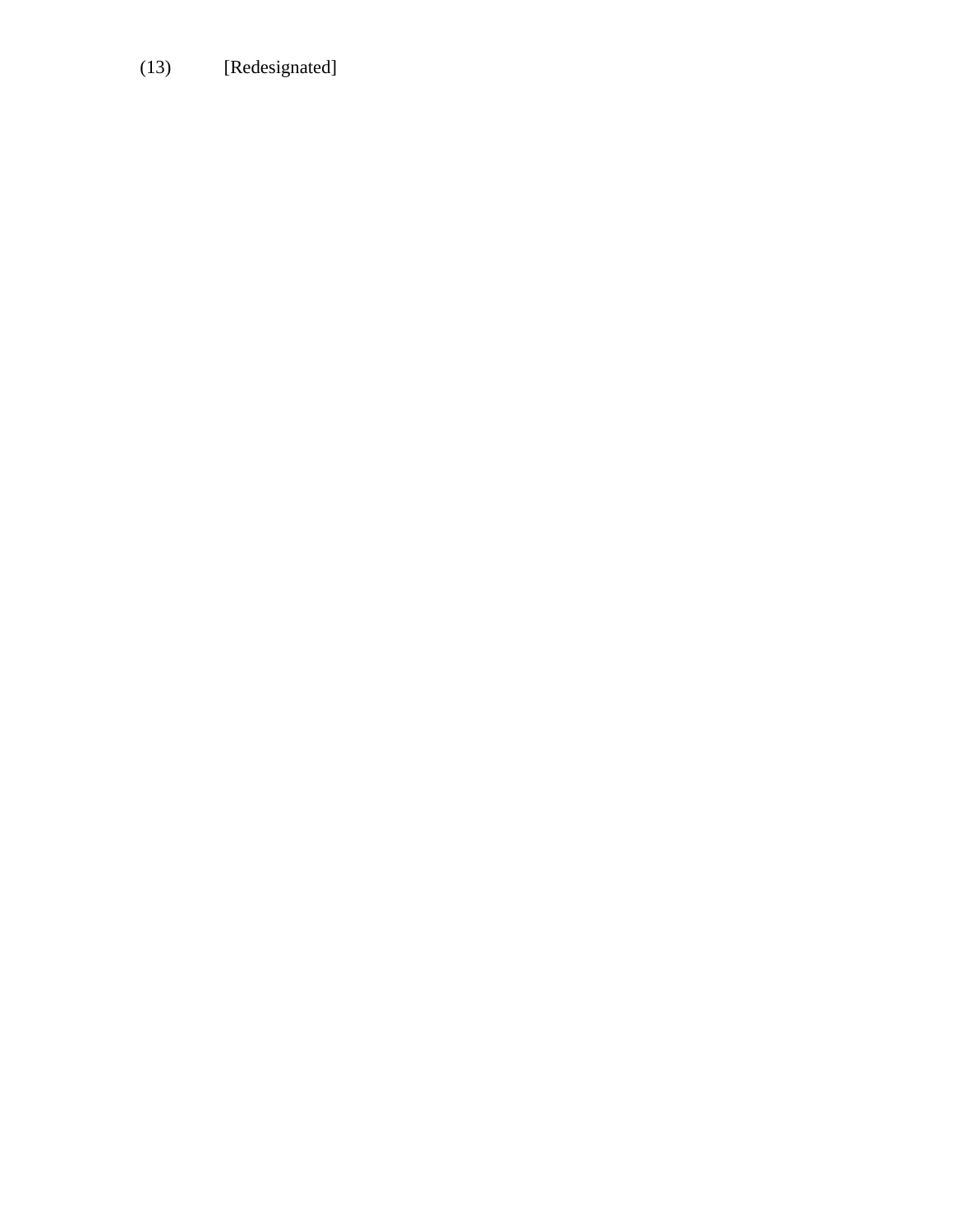(13) [Redesignated]